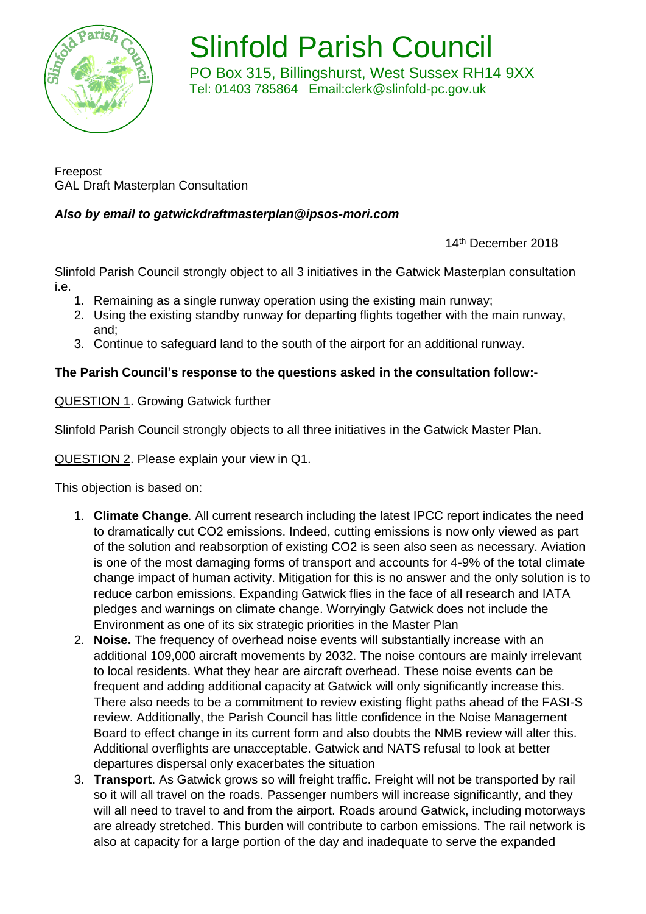# Slinfold Parish Council

PO Box 315, Billingshurst, West Sussex RH14 9XX
Tel: 01403 785864 Email:clerk@slinfold-pc.gov.uk

Freepost
GAL Draft Masterplan Consultation

***Also by email to gatwickdraftmasterplan@ipsos-mori.com***

14th December 2018

Slinfold Parish Council strongly object to all 3 initiatives in the Gatwick Masterplan consultation i.e.

1. Remaining as a single runway operation using the existing main runway;
2. Using the existing standby runway for departing flights together with the main runway, and;
3. Continue to safeguard land to the south of the airport for an additional runway.

**The Parish Council's response to the questions asked in the consultation follow:-**

QUESTION 1. Growing Gatwick further

Slinfold Parish Council strongly objects to all three initiatives in the Gatwick Master Plan.

QUESTION 2. Please explain your view in Q1.

This objection is based on:

1. **Climate Change**. All current research including the latest IPCC report indicates the need to dramatically cut $CO_2$ emissions. Indeed, cutting emissions is now only viewed as part of the solution and reabsorption of existing $CO_2$ is seen also seen as necessary. Aviation is one of the most damaging forms of transport and accounts for 4-9% of the total climate change impact of human activity. Mitigation for this is no answer and the only solution is to reduce carbon emissions. Expanding Gatwick flies in the face of all research and IATA pledges and warnings on climate change. Worryingly Gatwick does not include the Environment as one of its six strategic priorities in the Master Plan
2. **Noise.** The frequency of overhead noise events will substantially increase with an additional 109,000 aircraft movements by 2032. The noise contours are mainly irrelevant to local residents. What they hear are aircraft overhead. These noise events can be frequent and adding additional capacity at Gatwick will only significantly increase this. There also needs to be a commitment to review existing flight paths ahead of the FASI-S review. Additionally, the Parish Council has little confidence in the Noise Management Board to effect change in its current form and also doubts the NMB review will alter this. Additional overflights are unacceptable. Gatwick and NATS refusal to look at better departures dispersal only exacerbates the situation
3. **Transport**. As Gatwick grows so will freight traffic. Freight will not be transported by rail so it will all travel on the roads. Passenger numbers will increase significantly, and they will all need to travel to and from the airport. Roads around Gatwick, including motorways are already stretched. This burden will contribute to carbon emissions. The rail network is also at capacity for a large portion of the day and inadequate to serve the expanded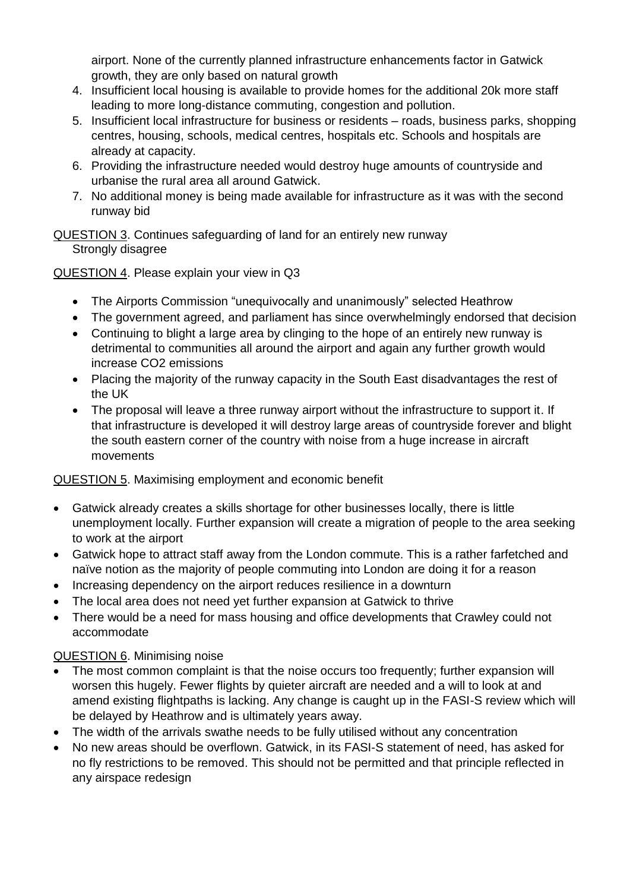airport. None of the currently planned infrastructure enhancements factor in Gatwick growth, they are only based on natural growth

4. Insufficient local housing is available to provide homes for the additional 20k more staff leading to more long-distance commuting, congestion and pollution.
5. Insufficient local infrastructure for business or residents – roads, business parks, shopping centres, housing, schools, medical centres, hospitals etc. Schools and hospitals are already at capacity.
6. Providing the infrastructure needed would destroy huge amounts of countryside and urbanise the rural area all around Gatwick.
7. No additional money is being made available for infrastructure as it was with the second runway bid

<u>QUESTION 3</u>. Continues safeguarding of land for an entirely new runway
Strongly disagree

<u>QUESTION 4</u>. Please explain your view in Q3

- The Airports Commission "unequivocally and unanimously" selected Heathrow
- The government agreed, and parliament has since overwhelmingly endorsed that decision
- Continuing to blight a large area by clinging to the hope of an entirely new runway is detrimental to communities all around the airport and again any further growth would increase $CO_2$ emissions
- Placing the majority of the runway capacity in the South East disadvantages the rest of the UK
- The proposal will leave a three runway airport without the infrastructure to support it. If that infrastructure is developed it will destroy large areas of countryside forever and blight the south eastern corner of the country with noise from a huge increase in aircraft movements

<u>QUESTION 5</u>. Maximising employment and economic benefit

- Gatwick already creates a skills shortage for other businesses locally, there is little unemployment locally. Further expansion will create a migration of people to the area seeking to work at the airport
- Gatwick hope to attract staff away from the London commute. This is a rather farfetched and naïve notion as the majority of people commuting into London are doing it for a reason
- Increasing dependency on the airport reduces resilience in a downturn
- The local area does not need yet further expansion at Gatwick to thrive
- There would be a need for mass housing and office developments that Crawley could not accommodate

<u>QUESTION 6</u>. Minimising noise

- The most common complaint is that the noise occurs too frequently; further expansion will worsen this hugely. Fewer flights by quieter aircraft are needed and a will to look at and amend existing flightpaths is lacking. Any change is caught up in the FASI-S review which will be delayed by Heathrow and is ultimately years away.
- The width of the arrivals swathe needs to be fully utilised without any concentration
- No new areas should be overflown. Gatwick, in its FASI-S statement of need, has asked for no fly restrictions to be removed. This should not be permitted and that principle reflected in any airspace redesign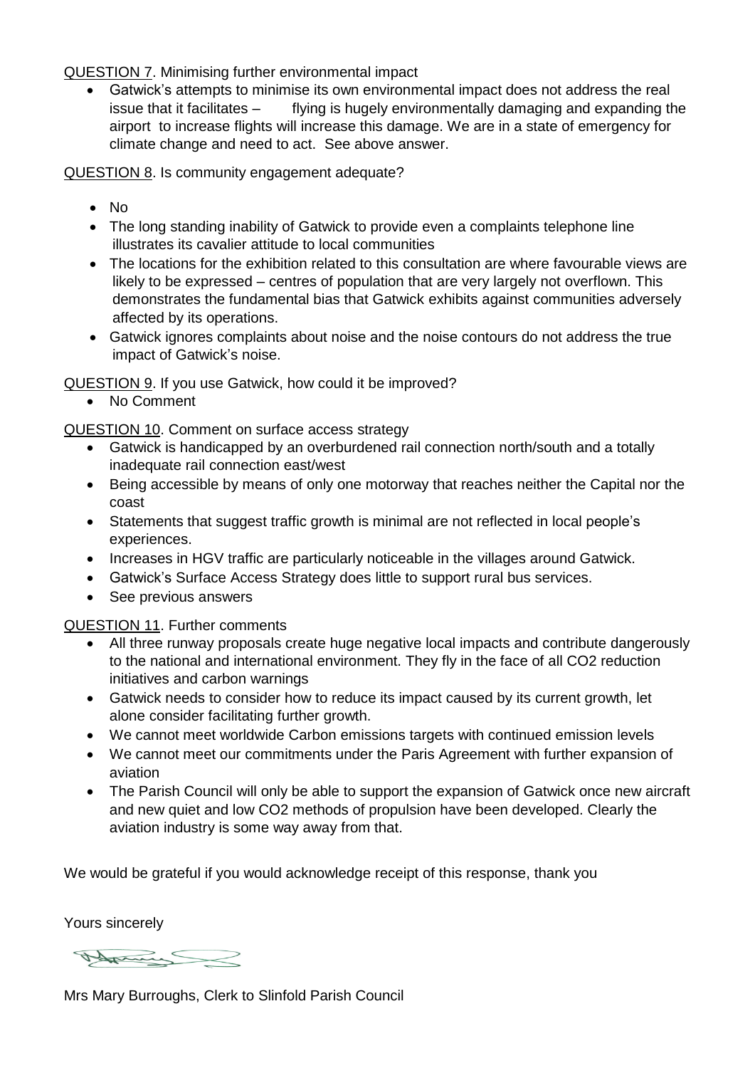QUESTION 7. Minimising further environmental impact

- Gatwick's attempts to minimise its own environmental impact does not address the real issue that it facilitates – flying is hugely environmentally damaging and expanding the airport to increase flights will increase this damage. We are in a state of emergency for climate change and need to act. See above answer.

QUESTION 8. Is community engagement adequate?

- No
- The long standing inability of Gatwick to provide even a complaints telephone line illustrates its cavalier attitude to local communities
- The locations for the exhibition related to this consultation are where favourable views are likely to be expressed – centres of population that are very largely not overflown. This demonstrates the fundamental bias that Gatwick exhibits against communities adversely affected by its operations.
- Gatwick ignores complaints about noise and the noise contours do not address the true impact of Gatwick's noise.

QUESTION 9. If you use Gatwick, how could it be improved?

- No Comment

QUESTION 10. Comment on surface access strategy

- Gatwick is handicapped by an overburdened rail connection north/south and a totally inadequate rail connection east/west
- Being accessible by means of only one motorway that reaches neither the Capital nor the coast
- Statements that suggest traffic growth is minimal are not reflected in local people's experiences.
- Increases in HGV traffic are particularly noticeable in the villages around Gatwick.
- Gatwick's Surface Access Strategy does little to support rural bus services.
- See previous answers

QUESTION 11. Further comments

- All three runway proposals create huge negative local impacts and contribute dangerously to the national and international environment. They fly in the face of all CO2 reduction initiatives and carbon warnings
- Gatwick needs to consider how to reduce its impact caused by its current growth, let alone consider facilitating further growth.
- We cannot meet worldwide Carbon emissions targets with continued emission levels
- We cannot meet our commitments under the Paris Agreement with further expansion of aviation
- The Parish Council will only be able to support the expansion of Gatwick once new aircraft and new quiet and low CO2 methods of propulsion have been developed. Clearly the aviation industry is some way away from that.

We would be grateful if you would acknowledge receipt of this response, thank you

Yours sincerely

Mrs Mary Burroughs, Clerk to Slinfold Parish Council